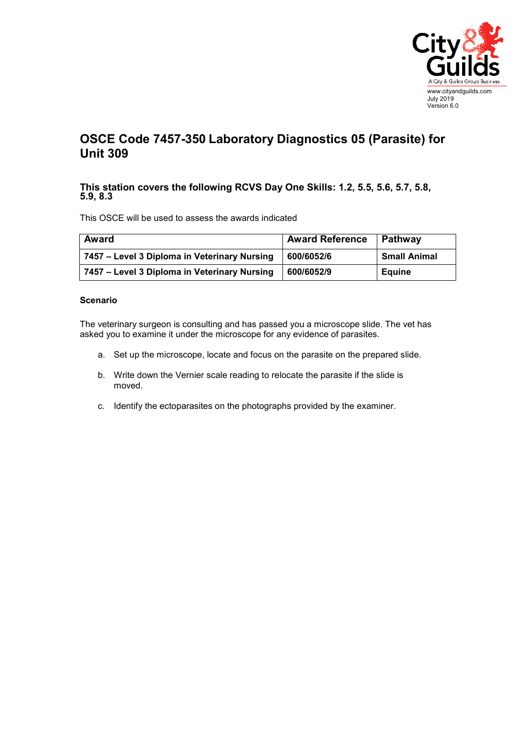# OSCE Code 7457-350 Laboratory Diagnostics 05 (Parasite) for Unit 309

### This station covers the following RCVS Day One Skills: 1.2, 5.5, 5.6, 5.7, 5.8, 5.9, 8.3

This OSCE will be used to assess the awards indicated

| Award | Award Reference | Pathway |
|---|---|---|
| **7457 – Level 3 Diploma in Veterinary Nursing** | **600/6052/6** | **Small Animal** |
| **7457 – Level 3 Diploma in Veterinary Nursing** | **600/6052/9** | **Equine** |

**Scenario**

The veterinary surgeon is consulting and has passed you a microscope slide. The vet has asked you to examine it under the microscope for any evidence of parasites.

a. Set up the microscope, locate and focus on the parasite on the prepared slide.

b. Write down the Vernier scale reading to relocate the parasite if the slide is moved.

c. Identify the ectoparasites on the photographs provided by the examiner.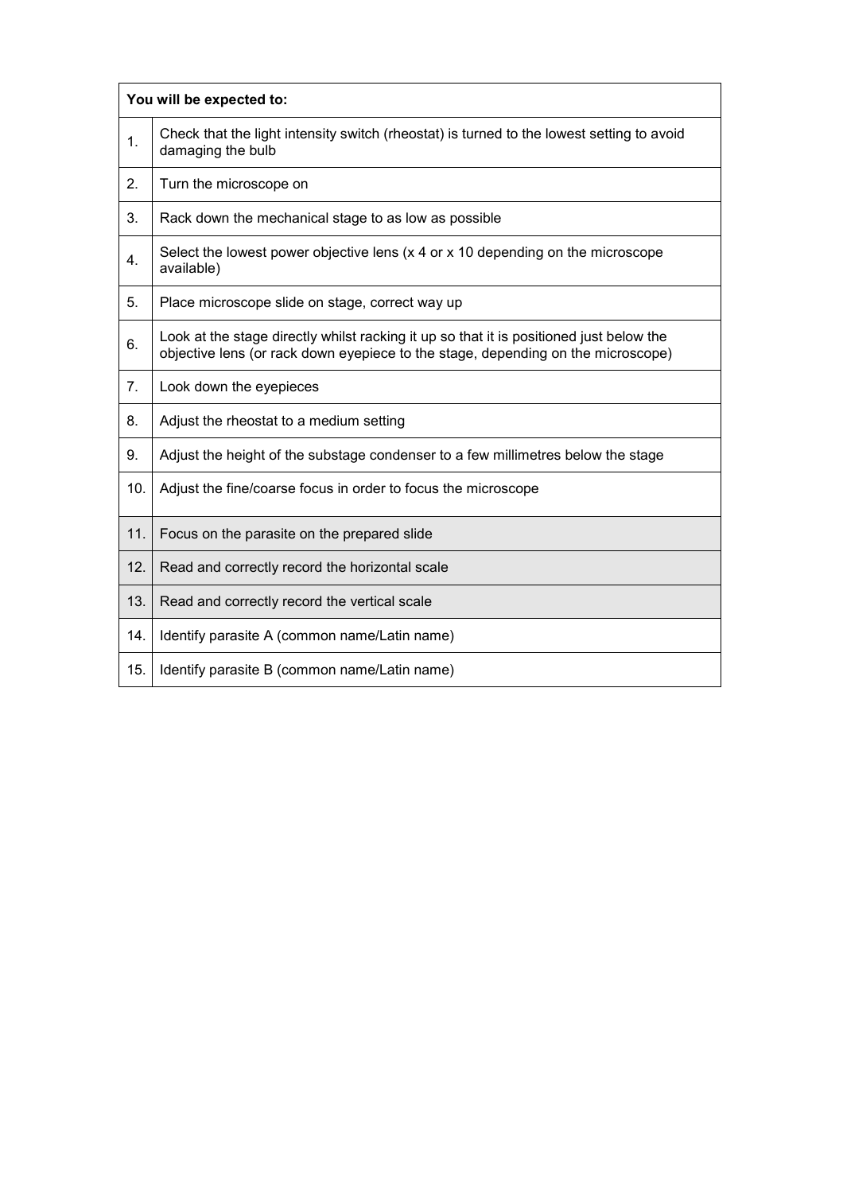| You will be expected to: | |
|---|---|
| 1. | Check that the light intensity switch (rheostat) is turned to the lowest setting to avoid damaging the bulb |
| 2. | Turn the microscope on |
| 3. | Rack down the mechanical stage to as low as possible |
| 4. | Select the lowest power objective lens (x 4 or x 10 depending on the microscope available) |
| 5. | Place microscope slide on stage, correct way up |
| 6. | Look at the stage directly whilst racking it up so that it is positioned just below the objective lens (or rack down eyepiece to the stage, depending on the microscope) |
| 7. | Look down the eyepieces |
| 8. | Adjust the rheostat to a medium setting |
| 9. | Adjust the height of the substage condenser to a few millimetres below the stage |
| 10. | Adjust the fine/coarse focus in order to focus the microscope |
| 11. | Focus on the parasite on the prepared slide |
| 12. | Read and correctly record the horizontal scale |
| 13. | Read and correctly record the vertical scale |
| 14. | Identify parasite A (common name/Latin name) |
| 15. | Identify parasite B (common name/Latin name) |